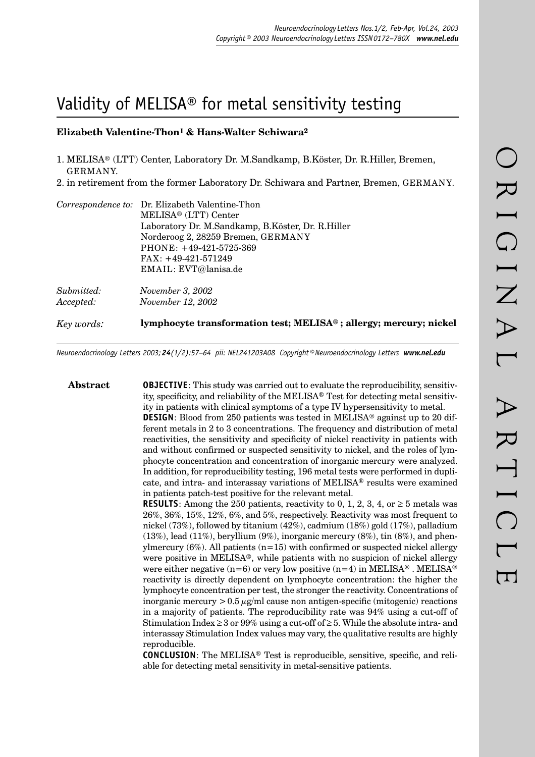# Validity of MELISA® for metal sensitivity testing

**Elizabeth Valentine-Thon[1] & Hans-Walter Schiwara[2]**

1. MELISA® (LTT) Center, Laboratory Dr. M.Sandkamp, B.Köster, Dr. R.Hiller, Bremen, GERMANY.
2. in retirement from the former Laboratory Dr. Schiwara and Partner, Bremen, GERMANY.

*Correspondence to:* Dr. Elizabeth Valentine-Thon
MELISA® (LTT) Center
Laboratory Dr. M.Sandkamp, B.Köster, Dr. R.Hiller
Norderoog 2, 28259 Bremen, GERMANY
PHONE: +49-421-5725-369
FAX: +49-421-571249
EMAIL: EVT@lanisa.de

*Submitted:* November 3, 2002
*Accepted:* November 12, 2002

*Key words:* **lymphocyte transformation test; MELISA®; allergy; mercury; nickel**

*Neuroendocrinology Letters 2003; **24**(1/2):57–64 pii: NEL241203A08 Copyright © Neuroendocrinology Letters **www.nel.edu***

## Abstract

**OBJECTIVE**: This study was carried out to evaluate the reproducibility, sensitivity, specificity, and reliability of the MELISA® Test for detecting metal sensitivity in patients with clinical symptoms of a type IV hypersensitivity to metal.

**DESIGN**: Blood from 250 patients was tested in MELISA® against up to 20 different metals in 2 to 3 concentrations. The frequency and distribution of metal reactivities, the sensitivity and specificity of nickel reactivity in patients with and without confirmed or suspected sensitivity to nickel, and the roles of lymphocyte concentration and concentration of inorganic mercury were analyzed. In addition, for reproducibility testing, 196 metal tests were performed in duplicate, and intra- and interassay variations of MELISA® results were examined in patients patch-test positive for the relevant metal.

**RESULTS**: Among the 250 patients, reactivity to 0, 1, 2, 3, 4, or ≥ 5 metals was 26%, 36%, 15%, 12%, 6%, and 5%, respectively. Reactivity was most frequent to nickel (73%), followed by titanium (42%), cadmium (18%) gold (17%), palladium (13%), lead (11%), beryllium (9%), inorganic mercury (8%), tin (8%), and phenylmercury (6%). All patients (n=15) with confirmed or suspected nickel allergy were positive in MELISA®, while patients with no suspicion of nickel allergy were either negative (n=6) or very low positive (n=4) in MELISA®. MELISA® reactivity is directly dependent on lymphocyte concentration: the higher the lymphocyte concentration per test, the stronger the reactivity. Concentrations of inorganic mercury > 0.5 µg/ml cause non antigen-specific (mitogenic) reactions in a majority of patients. The reproducibility rate was 94% using a cut-off of Stimulation Index ≥ 3 or 99% using a cut-off of ≥ 5. While the absolute intra- and interassay Stimulation Index values may vary, the qualitative results are highly reproducible.

**CONCLUSION**: The MELISA® Test is reproducible, sensitive, specific, and reliable for detecting metal sensitivity in metal-sensitive patients.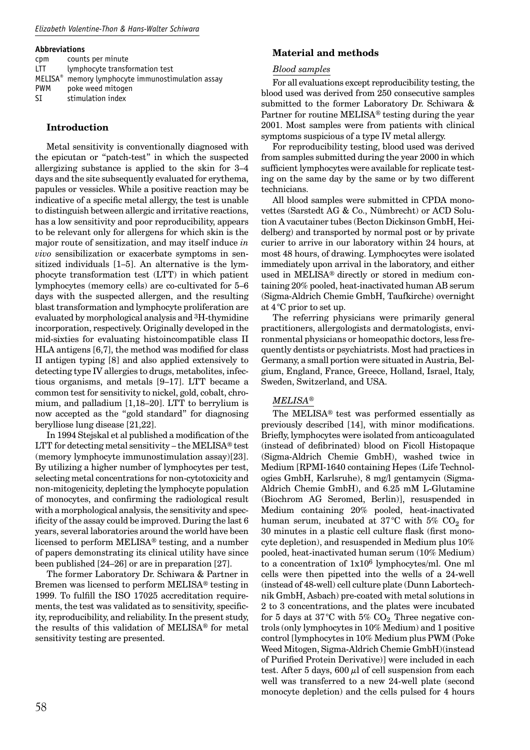### Abbreviations

| | |
|---|---|
| cpm | counts per minute |
| LTT | lymphocyte transformation test |
| MELISA® | memory lymphocyte immunostimulation assay |
| PWM | poke weed mitogen |
| SI | stimulation index |

## Introduction

Metal sensitivity is conventionally diagnosed with the epicutan or "patch-test" in which the suspected allergizing substance is applied to the skin for 3–4 days and the site subsequently evaluated for erythema, papules or vessicles. While a positive reaction may be indicative of a specific metal allergy, the test is unable to distinguish between allergic and irritative reactions, has a low sensitivity and poor reproducibility, appears to be relevant only for allergens for which skin is the major route of sensitization, and may itself induce *in vivo* sensibilization or exacerbate symptoms in sensitized individuals [1–5]. An alternative is the lymphocyte transformation test (LTT) in which patient lymphocytes (memory cells) are co-cultivated for 5–6 days with the suspected allergen, and the resulting blast transformation and lymphocyte proliferation are evaluated by morphological analysis and $^3$H-thymidine incorporation, respectively. Originally developed in the mid-sixties for evaluating histoincompatible class II HLA antigens [6,7], the method was modified for class II antigen typing [8] and also applied extensively to detecting type IV allergies to drugs, metabolites, infectious organisms, and metals [9–17]. LTT became a common test for sensitivity to nickel, gold, cobalt, chromium, and palladium [1,18–20]. LTT to berrylium is now accepted as the "gold standard" for diagnosing berylliose lung disease [21,22].

In 1994 Stejskal et al published a modification of the LTT for detecting metal sensitivity – the MELISA® test (memory lymphocyte immunostimulation assay)[23]. By utilizing a higher number of lymphocytes per test, selecting metal concentrations for non-cytotoxicity and non-mitogenicity, depleting the lymphocyte population of monocytes, and confirming the radiological result with a morphological analysis, the sensitivity and specificity of the assay could be improved. During the last 6 years, several laboratories around the world have been licensed to perform MELISA® testing, and a number of papers demonstrating its clinical utility have since been published [24–26] or are in preparation [27].

The former Laboratory Dr. Schiwara & Partner in Bremen was licensed to perform MELISA® testing in 1999. To fulfill the ISO 17025 accreditation requirements, the test was validated as to sensitivity, specificity, reproducibility, and reliability. In the present study, the results of this validation of MELISA® for metal sensitivity testing are presented.

## Material and methods

### *Blood samples*

For all evaluations except reproducibility testing, the blood used was derived from 250 consecutive samples submitted to the former Laboratory Dr. Schiwara & Partner for routine MELISA® testing during the year 2001. Most samples were from patients with clinical symptoms suspicious of a type IV metal allergy.

For reproducibility testing, blood used was derived from samples submitted during the year 2000 in which sufficient lymphocytes were available for replicate testing on the same day by the same or by two different technicians.

All blood samples were submitted in CPDA monovettes (Sarstedt AG & Co., Nümbrecht) or ACD Solution A vacutainer tubes (Becton Dickinson GmbH, Heidelberg) and transported by normal post or by private curier to arrive in our laboratory within 24 hours, at most 48 hours, of drawing. Lymphocytes were isolated immediately upon arrival in the laboratory, and either used in MELISA® directly or stored in medium containing 20% pooled, heat-inactivated human AB serum (Sigma-Aldrich Chemie GmbH, Taufkirche) overnight at 4 °C prior to set up.

The referring physicians were primarily general practitioners, allergologists and dermatologists, environmental physicians or homeopathic doctors, less frequently dentists or psychiatrists. Most had practices in Germany, a small portion were situated in Austria, Belgium, England, France, Greece, Holland, Israel, Italy, Sweden, Switzerland, and USA.

### *MELISA®*

The MELISA® test was performed essentially as previously described [14], with minor modifications. Briefly, lymphocytes were isolated from anticoagulated (instead of defibrinated) blood on Ficoll Histopaque (Sigma-Aldrich Chemie GmbH), washed twice in Medium [RPMI-1640 containing Hepes (Life Technologies GmbH, Karlsruhe), 8 mg/l gentamycin (Sigma-Aldrich Chemie GmbH), and 6.25 mM L-Glutamine (Biochrom AG Seromed, Berlin)], resuspended in Medium containing 20% pooled, heat-inactivated human serum, incubated at 37 °C with 5% $CO_2$ for 30 minutes in a plastic cell culture flask (first monocyte depletion), and resuspended in Medium plus 10% pooled, heat-inactivated human serum (10% Medium) to a concentration of $1 \times 10^6$ lymphocytes/ml. One ml cells were then pipetted into the wells of a 24-well (instead of 48-well) cell culture plate (Dunn Labortechnik GmbH, Asbach) pre-coated with metal solutions in 2 to 3 concentrations, and the plates were incubated for 5 days at 37 °C with 5% $CO_2$. Three negative controls (only lymphocytes in 10% Medium) and 1 positive control [lymphocytes in 10% Medium plus PWM (Poke Weed Mitogen, Sigma-Aldrich Chemie GmbH)(instead of Purified Protein Derivative)] were included in each test. After 5 days, 600 $\mu$l of cell suspension from each well was transferred to a new 24-well plate (second monocyte depletion) and the cells pulsed for 4 hours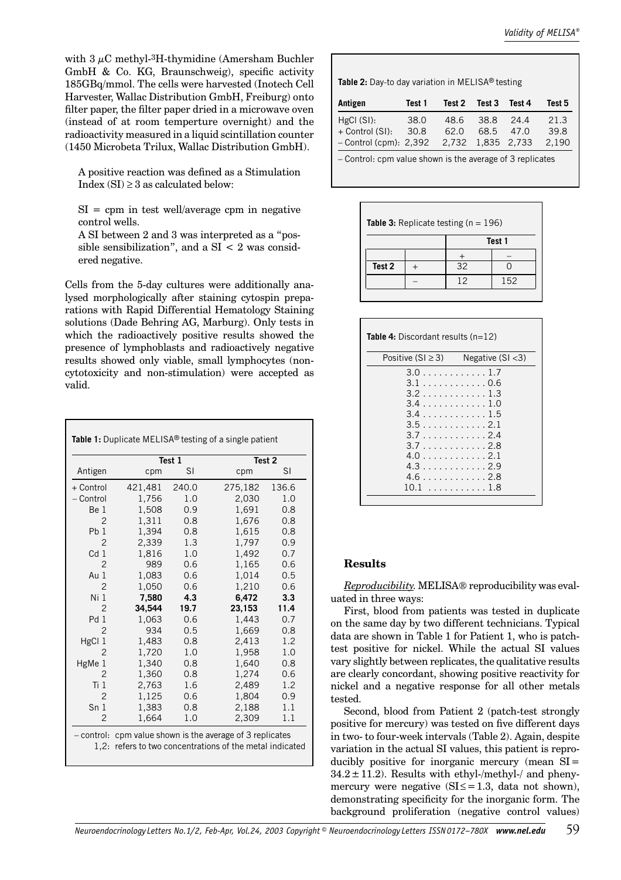with 3 μC methyl-$^3$H-thymidine (Amersham Buchler GmbH & Co. KG, Braunschweig), specific activity 185GBq/mmol. The cells were harvested (Inotech Cell Harvester, Wallac Distribution GmbH, Freiburg) onto filter paper, the filter paper dried in a microwave oven (instead of at room temperture overnight) and the radioactivity measured in a liquid scintillation counter (1450 Microbeta Trilux, Wallac Distribution GmbH).

A positive reaction was defined as a Stimulation Index (SI) ≥ 3 as calculated below:

SI = cpm in test well/average cpm in negative control wells.

A SI between 2 and 3 was interpreted as a "possible sensibilization", and a SI < 2 was considered negative.

Cells from the 5-day cultures were additionally analysed morphologically after staining cytospin preparations with Rapid Differential Hematology Staining solutions (Dade Behring AG, Marburg). Only tests in which the radioactively positive results showed the presence of lymphoblasts and radioactively negative results showed only viable, small lymphocytes (non-cytotoxicity and non-stimulation) were accepted as valid.

**Table 1:** Duplicate MELISA® testing of a single patient

| | Test 1 | | Test 2 | |
|---|---|---|---|---|
| Antigen | cpm | SI | cpm | SI |
| + Control | 421,481 | 240.0 | 275,182 | 136.6 |
| – Control | 1,756 | 1.0 | 2,030 | 1.0 |
| Be 1 | 1,508 | 0.9 | 1,691 | 0.8 |
| 2 | 1,311 | 0.8 | 1,676 | 0.8 |
| Pb 1 | 1,394 | 0.8 | 1,615 | 0.8 |
| 2 | 2,339 | 1.3 | 1,797 | 0.9 |
| Cd 1 | 1,816 | 1.0 | 1,492 | 0.7 |
| 2 | 989 | 0.6 | 1,165 | 0.6 |
| Au 1 | 1,083 | 0.6 | 1,014 | 0.5 |
| 2 | 1,050 | 0.6 | 1,210 | 0.6 |
| Ni 1 | **7,580** | **4.3** | **6,472** | **3.3** |
| 2 | **34,544** | **19.7** | **23,153** | **11.4** |
| Pd 1 | 1,063 | 0.6 | 1,443 | 0.7 |
| 2 | 934 | 0.5 | 1,669 | 0.8 |
| HgCl 1 | 1,483 | 0.8 | 2,413 | 1.2 |
| 2 | 1,720 | 1.0 | 1,958 | 1.0 |
| HgMe 1 | 1,340 | 0.8 | 1,640 | 0.8 |
| 2 | 1,360 | 0.8 | 1,274 | 0.6 |
| Ti 1 | 2,763 | 1.6 | 2,489 | 1.2 |
| 2 | 1,125 | 0.6 | 1,804 | 0.9 |
| Sn 1 | 1,383 | 0.8 | 2,188 | 1.1 |
| 2 | 1,664 | 1.0 | 2,309 | 1.1 |

– control: cpm value shown is the average of 3 replicates
1,2: refers to two concentrations of the metal indicated

**Table 2:** Day-to day variation in MELISA® testing

| Antigen | Test 1 | Test 2 | Test 3 | Test 4 | Test 5 |
|---|---|---|---|---|---|
| HgCl (SI): | 38.0 | 48.6 | 38.8 | 24.4 | 21.3 |
| + Control (SI): | 30.8 | 62.0 | 68.5 | 47.0 | 39.8 |
| – Control (cpm): | 2,392 | 2,732 | 1,835 | 2,733 | 2,190 |

– Control: cpm value shown is the average of 3 replicates

**Table 3:** Replicate testing (n = 196)

| | | Test 1 | |
|---|---|---|---|
| | | + | – |
| Test 2 | + | 32 | 0 |
| | – | 12 | 152 |

**Table 4:** Discordant results (n=12)

| Positive (SI ≥ 3) | Negative (SI <3) |
|---|---|
| 3.0 | 1.7 |
| 3.1 | 0.6 |
| 3.2 | 1.3 |
| 3.4 | 1.0 |
| 3.4 | 1.5 |
| 3.5 | 2.1 |
| 3.7 | 2.4 |
| 3.7 | 2.8 |
| 4.0 | 2.1 |
| 4.3 | 2.9 |
| 4.6 | 2.8 |
| 10.1 | 1.8 |

## Results

*Reproducibility.* MELISA® reproducibility was evaluated in three ways:

First, blood from patients was tested in duplicate on the same day by two different technicians. Typical data are shown in Table 1 for Patient 1, who is patch-test positive for nickel. While the actual SI values vary slightly between replicates, the qualitative results are clearly concordant, showing positive reactivity for nickel and a negative response for all other metals tested.

Second, blood from Patient 2 (patch-test strongly positive for mercury) was tested on five different days in two- to four-week intervals (Table 2). Again, despite variation in the actual SI values, this patient is reproducibly positive for inorganic mercury (mean SI = 34.2 ± 11.2). Results with ethyl-/methyl-/ and phenymercury were negative (SI ≤ = 1.3, data not shown), demonstrating specificity for the inorganic form. The background proliferation (negative control values)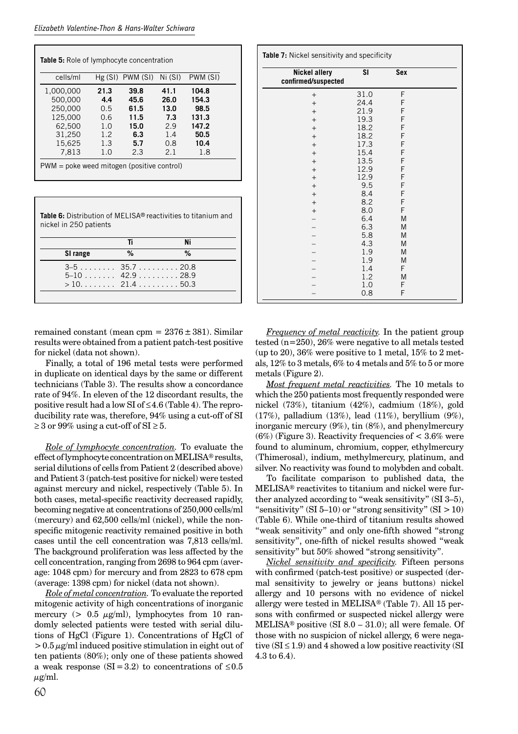**Table 5:** Role of lymphocyte concentration

| cells/ml | Hg (SI) | PWM (SI) | Ni (SI) | PWM (SI) |
|---|---|---|---|---|
| 1,000,000 | **21.3** | **39.8** | **41.1** | **104.8** |
| 500,000 | **4.4** | **45.6** | **26.0** | **154.3** |
| 250,000 | 0.5 | **61.5** | **13.0** | **98.5** |
| 125,000 | 0.6 | **11.5** | **7.3** | **131.3** |
| 62,500 | 1.0 | **15.0** | 2.9 | **147.2** |
| 31,250 | 1.2 | **6.3** | 1.4 | **50.5** |
| 15,625 | 1.3 | **5.7** | 0.8 | **10.4** |
| 7,813 | 1.0 | 2.3 | 2.1 | 1.8 |

PWM = poke weed mitogen (positive control)

**Table 6:** Distribution of MELISA® reactivities to titanium and nickel in 250 patients

| SI range | Ti % | Ni % |
|---|---|---|
| 3–5 | 35.7 | 20.8 |
| 5–10 | 42.9 | 28.9 |
| > 10 | 21.4 | 50.3 |

**Table 7:** Nickel sensitivity and specificity

| Nickel allery confirmed/suspected | SI | Sex |
|---|---|---|
| + | 31.0 | F |
| + | 24.4 | F |
| + | 21.9 | F |
| + | 19.3 | F |
| + | 18.2 | F |
| + | 18.2 | F |
| + | 17.3 | F |
| + | 15.4 | F |
| + | 13.5 | F |
| + | 12.9 | F |
| + | 12.9 | F |
| + | 9.5 | F |
| + | 8.4 | F |
| + | 8.2 | F |
| + | 8.0 | F |
| – | 6.4 | M |
| – | 6.3 | M |
| – | 5.8 | M |
| – | 4.3 | M |
| – | 1.9 | M |
| – | 1.9 | M |
| – | 1.4 | F |
| – | 1.2 | M |
| – | 1.0 | F |
| – | 0.8 | F |

remained constant (mean cpm = 2376 ± 381). Similar results were obtained from a patient patch-test positive for nickel (data not shown).

Finally, a total of 196 metal tests were performed in duplicate on identical days by the same or different technicians (Table 3). The results show a concordance rate of 94%. In eleven of the 12 discordant results, the positive result had a low SI of ≤4.6 (Table 4). The reproducibility rate was, therefore, 94% using a cut-off of SI ≥ 3 or 99% using a cut-off of SI ≥ 5.

*Role of lymphocyte concentration.* To evaluate the effect of lymphocyte concentration on MELISA® results, serial dilutions of cells from Patient 2 (described above) and Patient 3 (patch-test positive for nickel) were tested against mercury and nickel, respectively (Table 5). In both cases, metal-specific reactivity decreased rapidly, becoming negative at concentrations of 250,000 cells/ml (mercury) and 62,500 cells/ml (nickel), while the non-specific mitogenic reactivity remained positive in both cases until the cell concentration was 7,813 cells/ml. The background proliferation was less affected by the cell concentration, ranging from 2698 to 964 cpm (average: 1048 cpm) for mercury and from 2823 to 678 cpm (average: 1398 cpm) for nickel (data not shown).

*Role of metal concentration.* To evaluate the reported mitogenic activity of high concentrations of inorganic mercury (> 0.5 $\mu$g/ml), lymphocytes from 10 randomly selected patients were tested with serial dilutions of HgCl (Figure 1). Concentrations of HgCl of > 0.5 $\mu$g/ml induced positive stimulation in eight out of ten patients (80%); only one of these patients showed a weak response (SI = 3.2) to concentrations of ≤0.5 $\mu$g/ml.

*Frequency of metal reactivity.* In the patient group tested (n=250), 26% were negative to all metals tested (up to 20), 36% were positive to 1 metal, 15% to 2 metals, 12% to 3 metals, 6% to 4 metals and 5% to 5 or more metals (Figure 2).

*Most frequent metal reactivities.* The 10 metals to which the 250 patients most frequently responded were nickel (73%), titanium (42%), cadmium (18%), gold (17%), palladium (13%), lead (11%), beryllium (9%), inorganic mercury (9%), tin (8%), and phenylmercury (6%) (Figure 3). Reactivity frequencies of < 3.6% were found to aluminum, chromium, copper, ethylmercury (Thimerosal), indium, methylmercury, platinum, and silver. No reactivity was found to molybden and cobalt.

To facilitate comparison to published data, the MELISA® reactivites to titanium and nickel were further analyzed according to "weak sensitivity" (SI 3–5), "sensitivity" (SI 5–10) or "strong sensitivity" (SI > 10) (Table 6). While one-third of titanium results showed "weak sensitivity" and only one-fifth showed "strong sensitivity", one-fifth of nickel results showed "weak sensitivity" but 50% showed "strong sensitivity".

*Nickel sensitivity and specificity.* Fifteen persons with confirmed (patch-test positive) or suspected (dermal sensitivity to jewelry or jeans buttons) nickel allergy and 10 persons with no evidence of nickel allergy were tested in MELISA® (Table 7). All 15 persons with confirmed or suspected nickel allergy were MELISA® positive (SI 8.0 – 31.0); all were female. Of those with no suspicion of nickel allergy, 6 were negative (SI ≤ 1.9) and 4 showed a low positive reactivity (SI 4.3 to 6.4).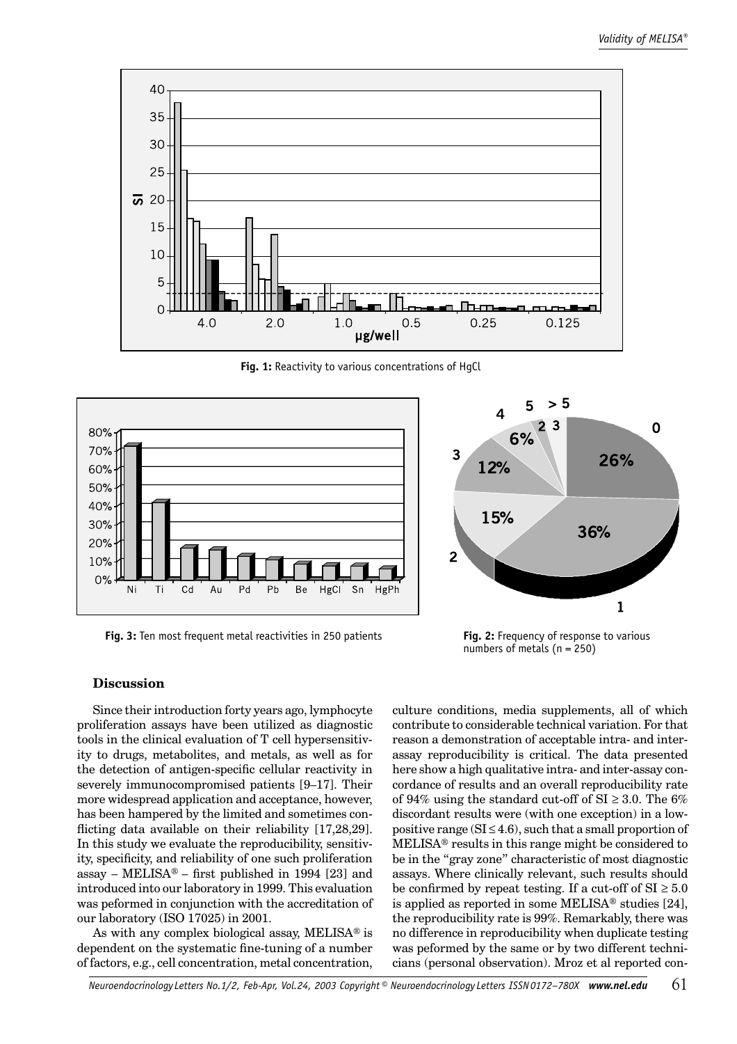Fig. 1: Reactivity to various concentrations of HgCl

Fig. 3: Ten most frequent metal reactivities in 250 patients

Fig. 2: Frequency of response to various numbers of metals (n = 250)

## Discussion

Since their introduction forty years ago, lymphocyte proliferation assays have been utilized as diagnostic tools in the clinical evaluation of T cell hypersensitivity to drugs, metabolites, and metals, as well as for the detection of antigen-specific cellular reactivity in severely immunocompromised patients [9–17]. Their more widespread application and acceptance, however, has been hampered by the limited and sometimes conflicting data available on their reliability [17,28,29]. In this study we evaluate the reproducibility, sensitivity, specificity, and reliability of one such proliferation assay – MELISA® – first published in 1994 [23] and introduced into our laboratory in 1999. This evaluation was peformed in conjunction with the accreditation of our laboratory (ISO 17025) in 2001.

As with any complex biological assay, MELISA® is dependent on the systematic fine-tuning of a number of factors, e.g., cell concentration, metal concentration, culture conditions, media supplements, all of which contribute to considerable technical variation. For that reason a demonstration of acceptable intra- and inter-assay reproducibility is critical. The data presented here show a high qualitative intra- and inter-assay concordance of results and an overall reproducibility rate of 94% using the standard cut-off of $SI \geq 3.0$. The 6% discordant results were (with one exception) in a low-positive range ($SI \leq 4.6$), such that a small proportion of MELISA® results in this range might be considered to be in the "gray zone" characteristic of most diagnostic assays. Where clinically relevant, such results should be confirmed by repeat testing. If a cut-off of $SI \geq 5.0$ is applied as reported in some MELISA® studies [24], the reproducibility rate is 99%. Remarkably, there was no difference in reproducibility when duplicate testing was peformed by the same or by two different technicians (personal observation). Mroz et al reported con-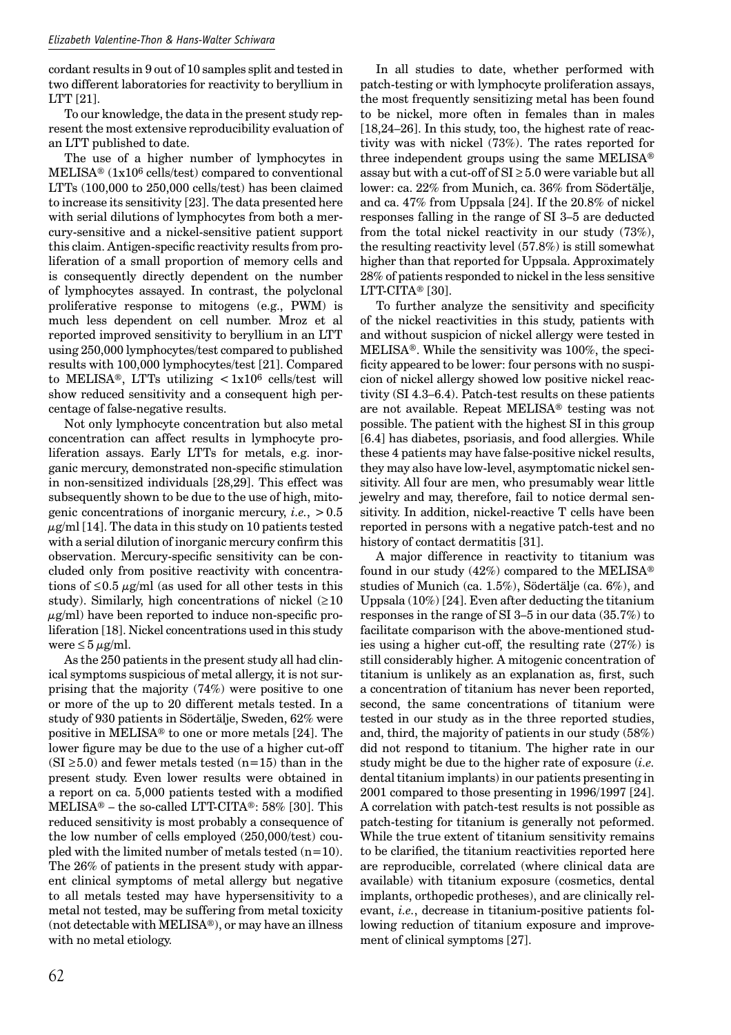cordant results in 9 out of 10 samples split and tested in two different laboratories for reactivity to beryllium in LTT [21].

To our knowledge, the data in the present study represent the most extensive reproducibility evaluation of an LTT published to date.

The use of a higher number of lymphocytes in MELISA® ($1x10^6$ cells/test) compared to conventional LTTs (100,000 to 250,000 cells/test) has been claimed to increase its sensitivity [23]. The data presented here with serial dilutions of lymphocytes from both a mercury-sensitive and a nickel-sensitive patient support this claim. Antigen-specific reactivity results from proliferation of a small proportion of memory cells and is consequently directly dependent on the number of lymphocytes assayed. In contrast, the polyclonal proliferative response to mitogens (e.g., PWM) is much less dependent on cell number. Mroz et al reported improved sensitivity to beryllium in an LTT using 250,000 lymphocytes/test compared to published results with 100,000 lymphocytes/test [21]. Compared to MELISA®, LTTs utilizing $< 1x10^6$ cells/test will show reduced sensitivity and a consequent high percentage of false-negative results.

Not only lymphocyte concentration but also metal concentration can affect results in lymphocyte proliferation assays. Early LTTs for metals, e.g. inorganic mercury, demonstrated non-specific stimulation in non-sensitized individuals [28,29]. This effect was subsequently shown to be due to the use of high, mitogenic concentrations of inorganic mercury, *i.e.*, $> 0.5$ $\mu$g/ml [14]. The data in this study on 10 patients tested with a serial dilution of inorganic mercury confirm this observation. Mercury-specific sensitivity can be concluded only from positive reactivity with concentrations of $\leq 0.5$ $\mu$g/ml (as used for all other tests in this study). Similarly, high concentrations of nickel ($\geq 10$ $\mu$g/ml) have been reported to induce non-specific proliferation [18]. Nickel concentrations used in this study were $\leq 5$ $\mu$g/ml.

As the 250 patients in the present study all had clinical symptoms suspicious of metal allergy, it is not surprising that the majority (74%) were positive to one or more of the up to 20 different metals tested. In a study of 930 patients in Södertälje, Sweden, 62% were positive in MELISA® to one or more metals [24]. The lower figure may be due to the use of a higher cut-off (SI $\geq 5.0$) and fewer metals tested (n=15) than in the present study. Even lower results were obtained in a report on ca. 5,000 patients tested with a modified MELISA® – the so-called LTT-CITA®: 58% [30]. This reduced sensitivity is most probably a consequence of the low number of cells employed (250,000/test) coupled with the limited number of metals tested (n=10). The 26% of patients in the present study with apparent clinical symptoms of metal allergy but negative to all metals tested may have hypersensitivity to a metal not tested, may be suffering from metal toxicity (not detectable with MELISA®), or may have an illness with no metal etiology.

In all studies to date, whether performed with patch-testing or with lymphocyte proliferation assays, the most frequently sensitizing metal has been found to be nickel, more often in females than in males [18,24–26]. In this study, too, the highest rate of reactivity was with nickel (73%). The rates reported for three independent groups using the same MELISA® assay but with a cut-off of SI $\geq 5.0$ were variable but all lower: ca. 22% from Munich, ca. 36% from Södertälje, and ca. 47% from Uppsala [24]. If the 20.8% of nickel responses falling in the range of SI 3–5 are deducted from the total nickel reactivity in our study (73%), the resulting reactivity level (57.8%) is still somewhat higher than that reported for Uppsala. Approximately 28% of patients responded to nickel in the less sensitive LTT-CITA® [30].

To further analyze the sensitivity and specificity of the nickel reactivities in this study, patients with and without suspicion of nickel allergy were tested in MELISA®. While the sensitivity was 100%, the specificity appeared to be lower: four persons with no suspicion of nickel allergy showed low positive nickel reactivity (SI 4.3–6.4). Patch-test results on these patients are not available. Repeat MELISA® testing was not possible. The patient with the highest SI in this group [6.4] has diabetes, psoriasis, and food allergies. While these 4 patients may have false-positive nickel results, they may also have low-level, asymptomatic nickel sensitivity. All four are men, who presumably wear little jewelry and may, therefore, fail to notice dermal sensitivity. In addition, nickel-reactive T cells have been reported in persons with a negative patch-test and no history of contact dermatitis [31].

A major difference in reactivity to titanium was found in our study (42%) compared to the MELISA® studies of Munich (ca. 1.5%), Södertälje (ca. 6%), and Uppsala (10%) [24]. Even after deducting the titanium responses in the range of SI 3–5 in our data (35.7%) to facilitate comparison with the above-mentioned studies using a higher cut-off, the resulting rate (27%) is still considerably higher. A mitogenic concentration of titanium is unlikely as an explanation as, first, such a concentration of titanium has never been reported, second, the same concentrations of titanium were tested in our study as in the three reported studies, and, third, the majority of patients in our study (58%) did not respond to titanium. The higher rate in our study might be due to the higher rate of exposure (*i.e.* dental titanium implants) in our patients presenting in 2001 compared to those presenting in 1996/1997 [24]. A correlation with patch-test results is not possible as patch-testing for titanium is generally not peformed. While the true extent of titanium sensitivity remains to be clarified, the titanium reactivities reported here are reproducible, correlated (where clinical data are available) with titanium exposure (cosmetics, dental implants, orthopedic protheses), and are clinically relevant, *i.e.*, decrease in titanium-positive patients following reduction of titanium exposure and improvement of clinical symptoms [27].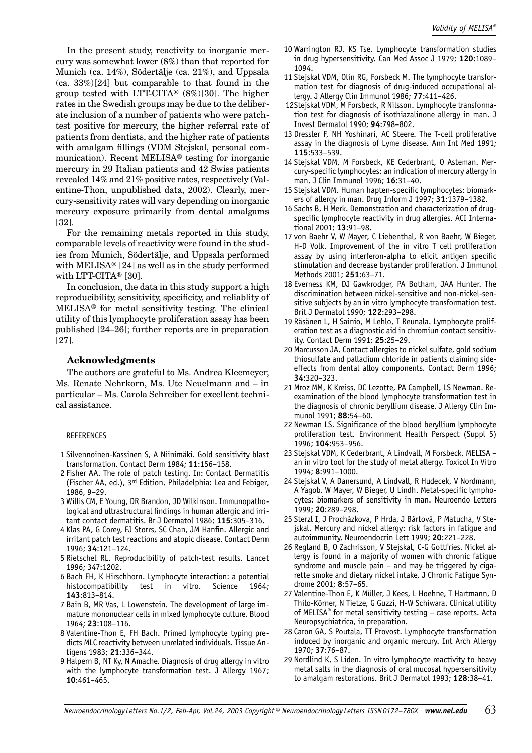In the present study, reactivity to inorganic mercury was somewhat lower (8%) than that reported for Munich (ca. 14%), Södertälje (ca. 21%), and Uppsala (ca. 33%)[24] but comparable to that found in the group tested with LTT-CITA® (8%)[30]. The higher rates in the Swedish groups may be due to the deliberate inclusion of a number of patients who were patch-test positive for mercury, the higher referral rate of patients from dentists, and the higher rate of patients with amalgam fillings (VDM Stejskal, personal communication). Recent MELISA® testing for inorganic mercury in 29 Italian patients and 42 Swiss patients revealed 14% and 21% positive rates, respectively (Valentine-Thon, unpublished data, 2002). Clearly, mercury-sensitivity rates will vary depending on inorganic mercury exposure primarily from dental amalgams [32].

For the remaining metals reported in this study, comparable levels of reactivity were found in the studies from Munich, Södertälje, and Uppsala performed with MELISA® [24] as well as in the study performed with LTT-CITA® [30].

In conclusion, the data in this study support a high reproducibility, sensitivity, specificity, and reliablity of MELISA® for metal sensitivity testing. The clinical utility of this lymphocyte proliferation assay has been published [24–26]; further reports are in preparation [27].

## Acknowledgments

The authors are grateful to Ms. Andrea Kleemeyer, Ms. Renate Nehrkorn, Ms. Ute Neuelmann and – in particular – Ms. Carola Schreiber for excellent technical assistance.

## REFERENCES

1 Silvennoinen-Kassinen S, A Niinimäki. Gold sensitivity blast transformation. Contact Derm 1984; **11**:156–158.

2 Fisher AA. The role of patch testing. In: Contact Dermatitis (Fischer AA, ed.), 3rd Edition, Philadelphia: Lea and Febiger, 1986, 9–29.

3 Willis CM, E Young, DR Brandon, JD Wilkinson. Immunopathological and ultrastructural findings in human allergic and irritant contact dermatitis. Br J Dermatol 1986; **115**:305–316.

4 Klas PA, G Corey, FJ Storrs, SC Chan, JM Hanfin. Allergic and irritant patch test reactions and atopic disease. Contact Derm 1996; **34**:121–124.

5 Rietschel RL. Reproducibility of patch-test results. Lancet 1996; 347:1202.

6 Bach FH, K Hirschhorn. Lymphocyte interaction: a potential histocompatibility test in vitro. Science 1964; **143**:813–814.

7 Bain B, MR Vas, L Lowenstein. The development of large immature mononuclear cells in mixed lymphocyte culture. Blood 1964; **23**:108–116.

8 Valentine-Thon E, FH Bach. Primed lymphocyte typing predicts MLC reactivity between unrelated individuals. Tissue Antigens 1983; **21**:336–344.

9 Halpern B, NT Ky, N Amache. Diagnosis of drug allergy in vitro with the lymphocyte transformation test. J Allergy 1967; **10**:461–465.

10 Warrington RJ, KS Tse. Lymphocyte transformation studies in drug hypersensitivity. Can Med Assoc J 1979; **120**:1089–1094.

11 Stejskal VDM, Olin RG, Forsbeck M. The lymphocyte transformation test for diagnosis of drug-induced occupational allergy. J Allergy Clin Immunol 1986; **77**:411–426.

12 Stejskal VDM, M Forsbeck, R Nilsson. Lymphocyte transformation test for diagnosis of isothiazalinone allergy in man. J Invest Dermatol 1990; **94**:798–802.

13 Dressler F, NH Yoshinari, AC Steere. The T-cell proliferative assay in the diagnosis of Lyme disease. Ann Int Med 1991; **115**:533–539.

14 Stejskal VDM, M Forsbeck, KE Cederbrant, O Asteman. Mercury-specific lymphocytes: an indication of mercury allergy in man. J Clin Immunol 1996; **16**:31–40.

15 Stejskal VDM. Human hapten-specific lymphocytes: biomarkers of allergy in man. Drug Inform J 1997; **31**:1379–1382.

16 Sachs B, H Merk. Demonstration and characterization of drug-specific lymphocyte reactivity in drug allergies. ACI International 2001; **13**:91–98.

17 von Baehr V, W Mayer, C Liebenthal, R von Baehr, W Bieger, H-D Volk. Improvement of the in vitro T cell proliferation assay by using interferon-alpha to elicit antigen specific stimulation and decrease bystander proliferation. J Immunol Methods 2001; **251**:63–71.

18 Everness KM, DJ Gawkrodger, PA Botham, JAA Hunter. The discrimination between nickel-sensitive and non-nickel-sensitive subjects by an in vitro lymphocyte transformation test. Brit J Dermatol 1990; **122**:293–298.

19 Räsänen L, H Sainio, M Lehlo, T Reunala. Lymphocyte proliferation test as a diagnostic aid in chromiun contact sensitivity. Contact Derm 1991; **25**:25–29.

20 Marcusson JA. Contact allergies to nickel sulfate, gold sodium thiosulfate and palladium chloride in patients claiming side-effects from dental alloy components. Contact Derm 1996; **34**:320–323.

21 Mroz MM, K Kreiss, DC Lezotte, PA Campbell, LS Newman. Reexamination of the blood lymphocyte transformation test in the diagnosis of chronic beryllium disease. J Allergy Clin Immunol 1991; **88**:54–60.

22 Newman LS. Significance of the blood beryllium lymphocyte proliferation test. Environment Health Perspect (Suppl 5) 1996; **104**:953–956.

23 Stejskal VDM, K Cederbrant, A Lindvall, M Forsbeck. MELISA – an in vitro tool for the study of metal allergy. Toxicol In Vitro 1994; **8**:991–1000.

24 Stejskal V, A Danersund, A Lindvall, R Hudecek, V Nordmann, A Yagob, W Mayer, W Bieger, U Lindh. Metal-specific lymphocytes: biomarkers of sensitivity in man. Neuroendo Letters 1999; **20**:289–298.

25 Sterzl I, J Procházkova, P Hrda, J Bártová, P Matucha, V Stejskal. Mercury and nickel allergy: risk factors in fatigue and autoimmunity. Neuroendocrin Lett 1999; **20**:221–228.

26 Regland B, O Zachrisson, V Stejskal, C-G Gottfries. Nickel allergy is found in a majority of women with chronic fatigue syndrome and muscle pain – and may be triggered by cigarette smoke and dietary nickel intake. J Chronic Fatigue Syndrome 2001; **8**:57–65.

27 Valentine-Thon E, K Müller, J Kees, L Hoehne, T Hartmann, D Thilo-Körner, N Tietze, G Guzzi, H-W Schiwara. Clinical utility of MELISA® for metal sensitivity testing – case reports. Acta Neuropsychiatrica, in preparation.

28 Caron GA, S Poutala, TT Provost. Lymphocyte transformation induced by inorganic and organic mercury. Int Arch Allergy 1970; **37**:76–87.

29 Nordlind K, S Liden. In vitro lymphocyte reactivity to heavy metal salts in the diagnosis of oral mucosal hypersensitivity to amalgam restorations. Brit J Dermatol 1993; **128**:38–41.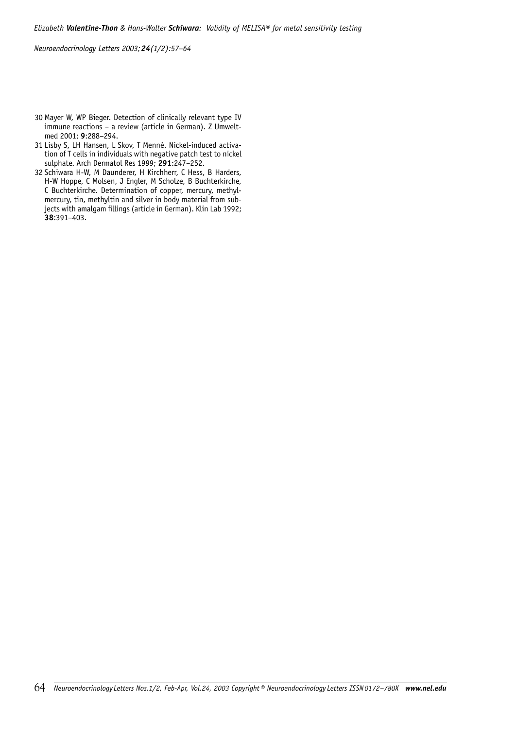30 Mayer W, WP Bieger. Detection of clinically relevant type IV immune reactions – a review (article in German). Z Umweltmed 2001; **9**:288–294.

31 Lisby S, LH Hansen, L Skov, T Menné. Nickel-induced activation of T cells in individuals with negative patch test to nickel sulphate. Arch Dermatol Res 1999; **291**:247–252.

32 Schiwara H-W, M Daunderer, H Kirchherr, C Hess, B Harders, H-W Hoppe, C Molsen, J Engler, M Scholze, B Buchterkirche, C Buchterkirche. Determination of copper, mercury, methylmercury, tin, methyltin and silver in body material from subjects with amalgam fillings (article in German). Klin Lab 1992; **38**:391–403.